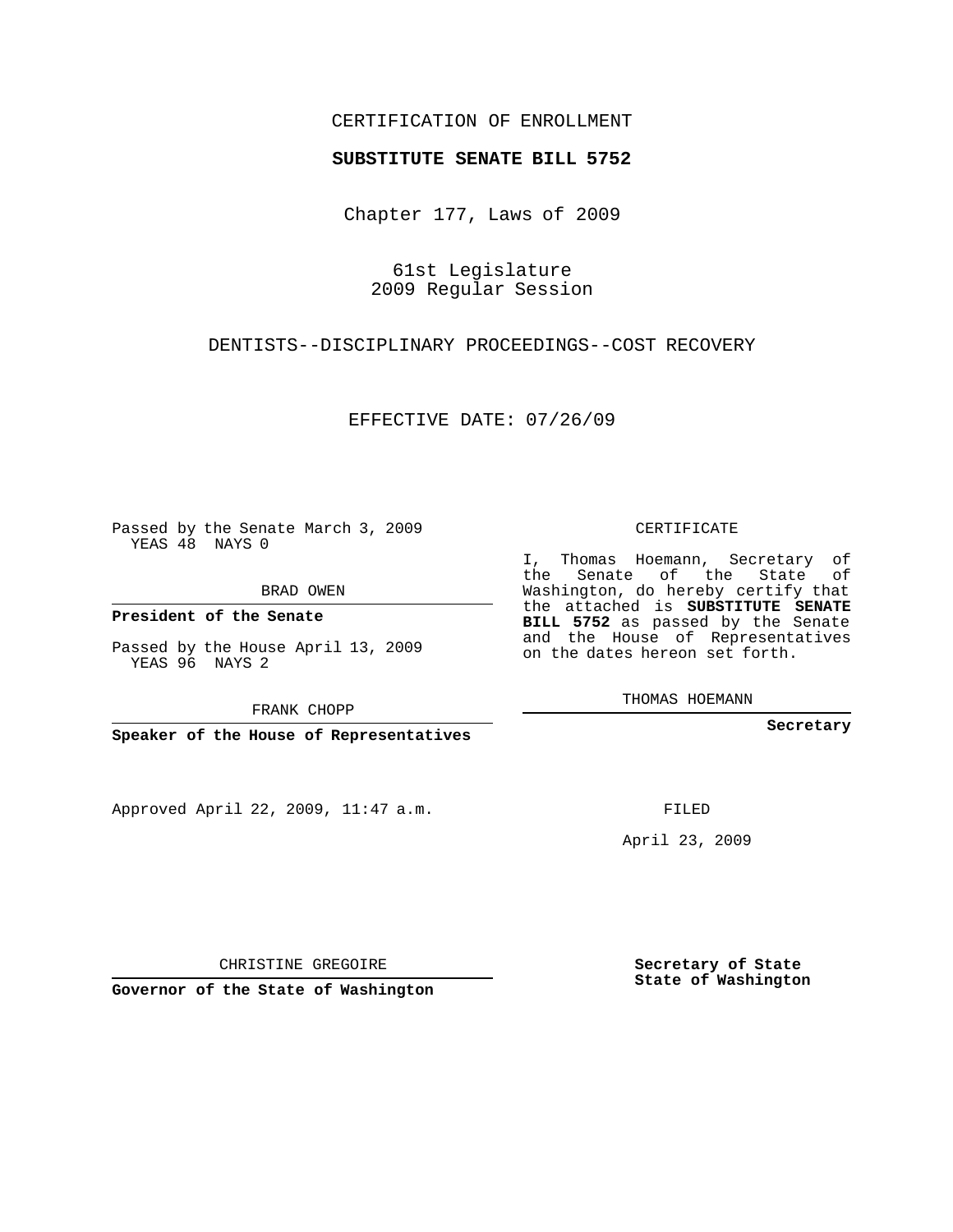CERTIFICATION OF ENROLLMENT

**SUBSTITUTE SENATE BILL 5752**

Chapter 177, Laws of 2009

61st Legislature
2009 Regular Session

DENTISTS--DISCIPLINARY PROCEEDINGS--COST RECOVERY

EFFECTIVE DATE: 07/26/09

Passed by the Senate March 3, 2009
YEAS 48 NAYS 0

BRAD OWEN

**President of the Senate**

Passed by the House April 13, 2009
YEAS 96 NAYS 2

FRANK CHOPP

**Speaker of the House of Representatives**

Approved April 22, 2009, 11:47 a.m.

CHRISTINE GREGOIRE

**Governor of the State of Washington**

CERTIFICATE

I, Thomas Hoemann, Secretary of the Senate of the State of Washington, do hereby certify that the attached is **SUBSTITUTE SENATE BILL 5752** as passed by the Senate and the House of Representatives on the dates hereon set forth.

THOMAS HOEMANN

**Secretary**

FILED

April 23, 2009

**Secretary of State**
**State of Washington**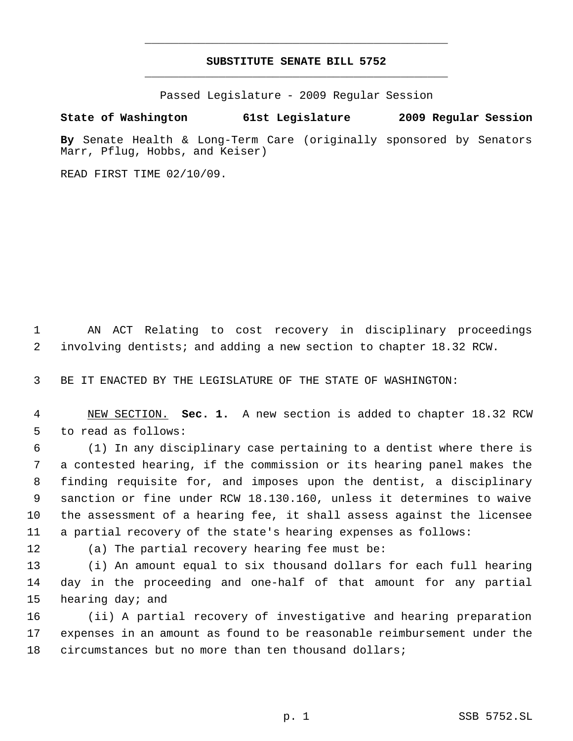# SUBSTITUTE SENATE BILL 5752

Passed Legislature - 2009 Regular Session

**State of Washington 61st Legislature 2009 Regular Session**

**By** Senate Health & Long-Term Care (originally sponsored by Senators Marr, Pflug, Hobbs, and Keiser)

READ FIRST TIME 02/10/09.

AN ACT Relating to cost recovery in disciplinary proceedings involving dentists; and adding a new section to chapter 18.32 RCW.

BE IT ENACTED BY THE LEGISLATURE OF THE STATE OF WASHINGTON:

NEW SECTION. **Sec. 1.** A new section is added to chapter 18.32 RCW to read as follows:

(1) In any disciplinary case pertaining to a dentist where there is a contested hearing, if the commission or its hearing panel makes the finding requisite for, and imposes upon the dentist, a disciplinary sanction or fine under RCW 18.130.160, unless it determines to waive the assessment of a hearing fee, it shall assess against the licensee a partial recovery of the state's hearing expenses as follows:

(a) The partial recovery hearing fee must be:

(i) An amount equal to six thousand dollars for each full hearing day in the proceeding and one-half of that amount for any partial hearing day; and

(ii) A partial recovery of investigative and hearing preparation expenses in an amount as found to be reasonable reimbursement under the circumstances but no more than ten thousand dollars;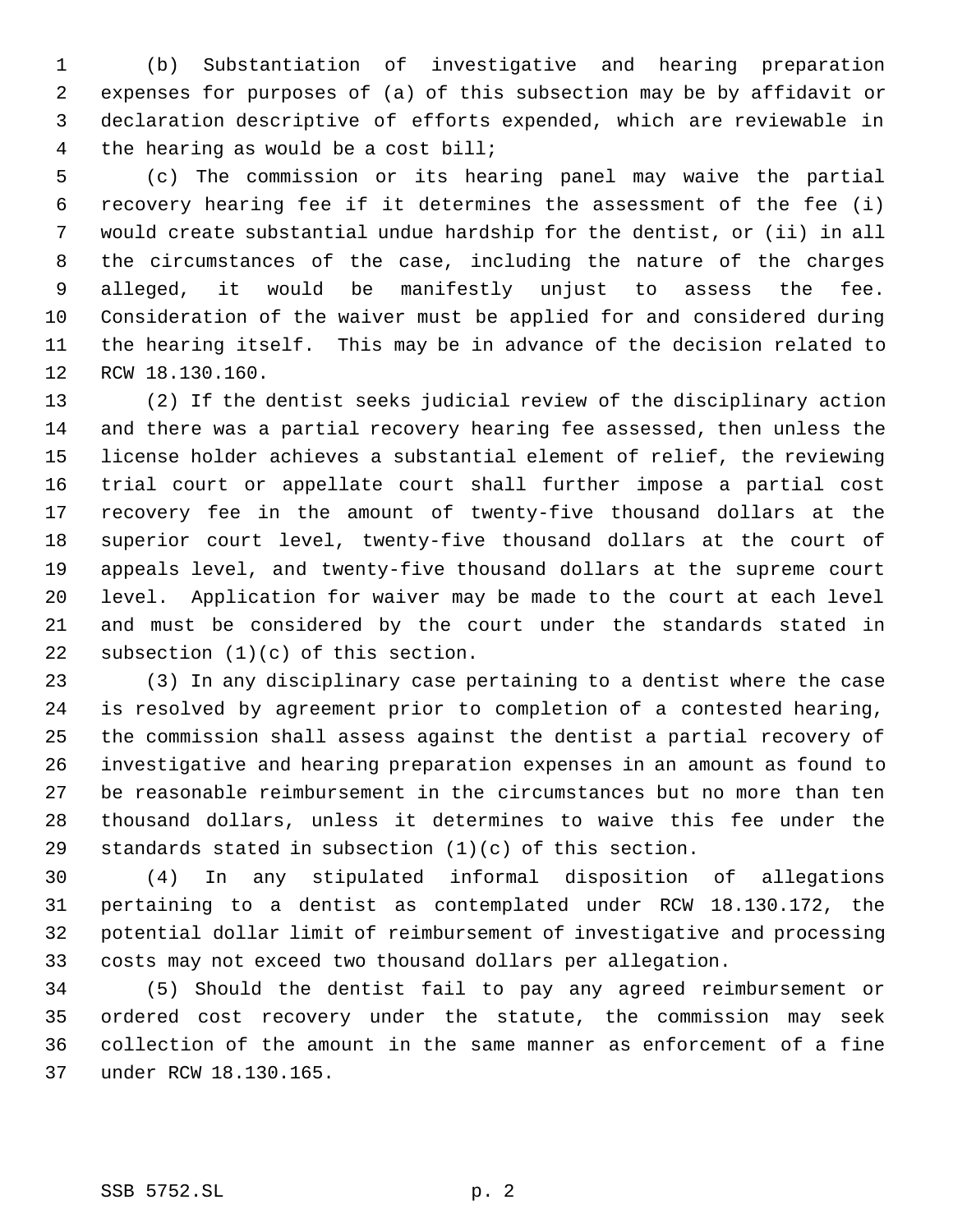(b) Substantiation of investigative and hearing preparation expenses for purposes of (a) of this subsection may be by affidavit or declaration descriptive of efforts expended, which are reviewable in the hearing as would be a cost bill;

(c) The commission or its hearing panel may waive the partial recovery hearing fee if it determines the assessment of the fee (i) would create substantial undue hardship for the dentist, or (ii) in all the circumstances of the case, including the nature of the charges alleged, it would be manifestly unjust to assess the fee. Consideration of the waiver must be applied for and considered during the hearing itself. This may be in advance of the decision related to RCW 18.130.160.

(2) If the dentist seeks judicial review of the disciplinary action and there was a partial recovery hearing fee assessed, then unless the license holder achieves a substantial element of relief, the reviewing trial court or appellate court shall further impose a partial cost recovery fee in the amount of twenty-five thousand dollars at the superior court level, twenty-five thousand dollars at the court of appeals level, and twenty-five thousand dollars at the supreme court level. Application for waiver may be made to the court at each level and must be considered by the court under the standards stated in subsection (1)(c) of this section.

(3) In any disciplinary case pertaining to a dentist where the case is resolved by agreement prior to completion of a contested hearing, the commission shall assess against the dentist a partial recovery of investigative and hearing preparation expenses in an amount as found to be reasonable reimbursement in the circumstances but no more than ten thousand dollars, unless it determines to waive this fee under the standards stated in subsection (1)(c) of this section.

(4) In any stipulated informal disposition of allegations pertaining to a dentist as contemplated under RCW 18.130.172, the potential dollar limit of reimbursement of investigative and processing costs may not exceed two thousand dollars per allegation.

(5) Should the dentist fail to pay any agreed reimbursement or ordered cost recovery under the statute, the commission may seek collection of the amount in the same manner as enforcement of a fine under RCW 18.130.165.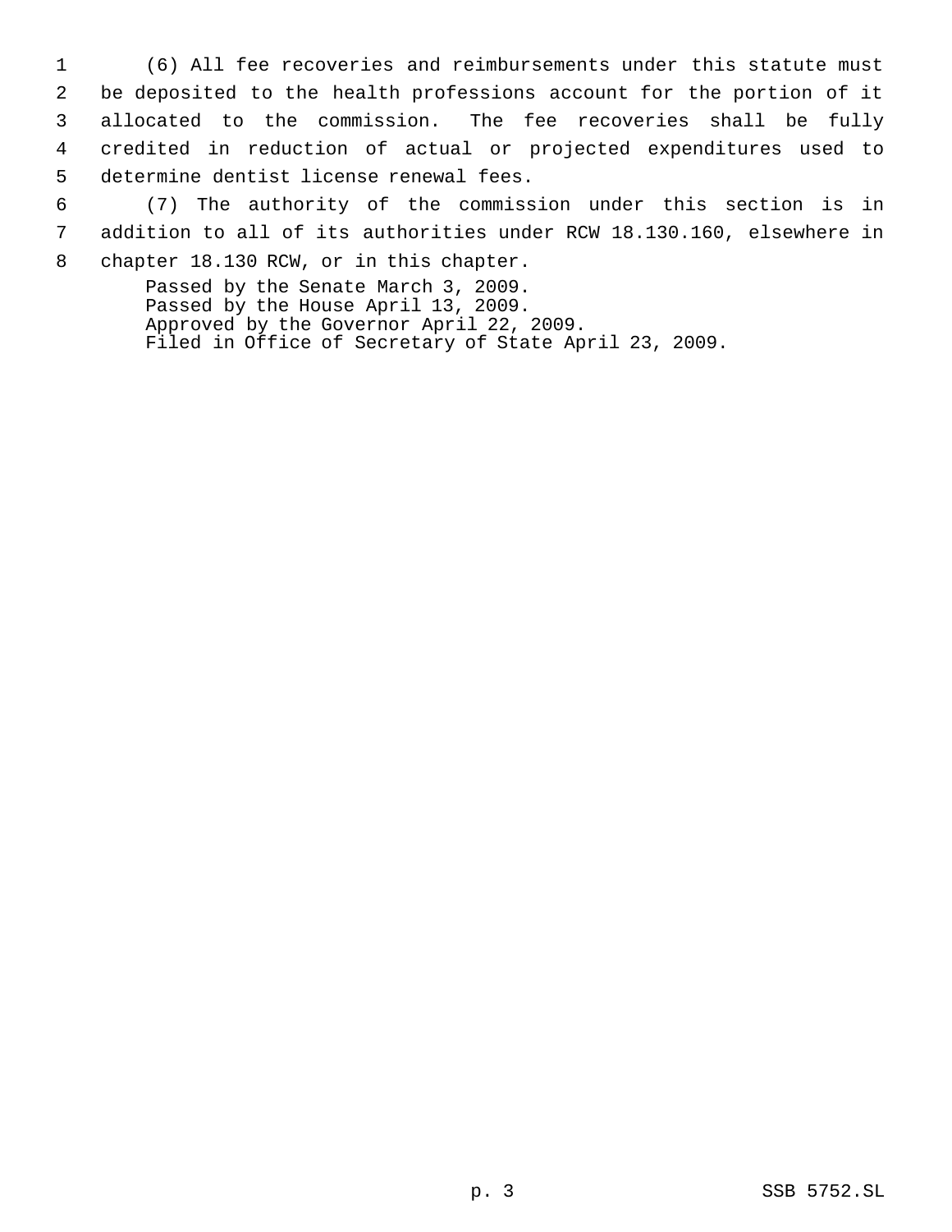(6) All fee recoveries and reimbursements under this statute must be deposited to the health professions account for the portion of it allocated to the commission. The fee recoveries shall be fully credited in reduction of actual or projected expenditures used to determine dentist license renewal fees.

(7) The authority of the commission under this section is in addition to all of its authorities under RCW 18.130.160, elsewhere in chapter 18.130 RCW, or in this chapter.

Passed by the Senate March 3, 2009.
Passed by the House April 13, 2009.
Approved by the Governor April 22, 2009.
Filed in Office of Secretary of State April 23, 2009.